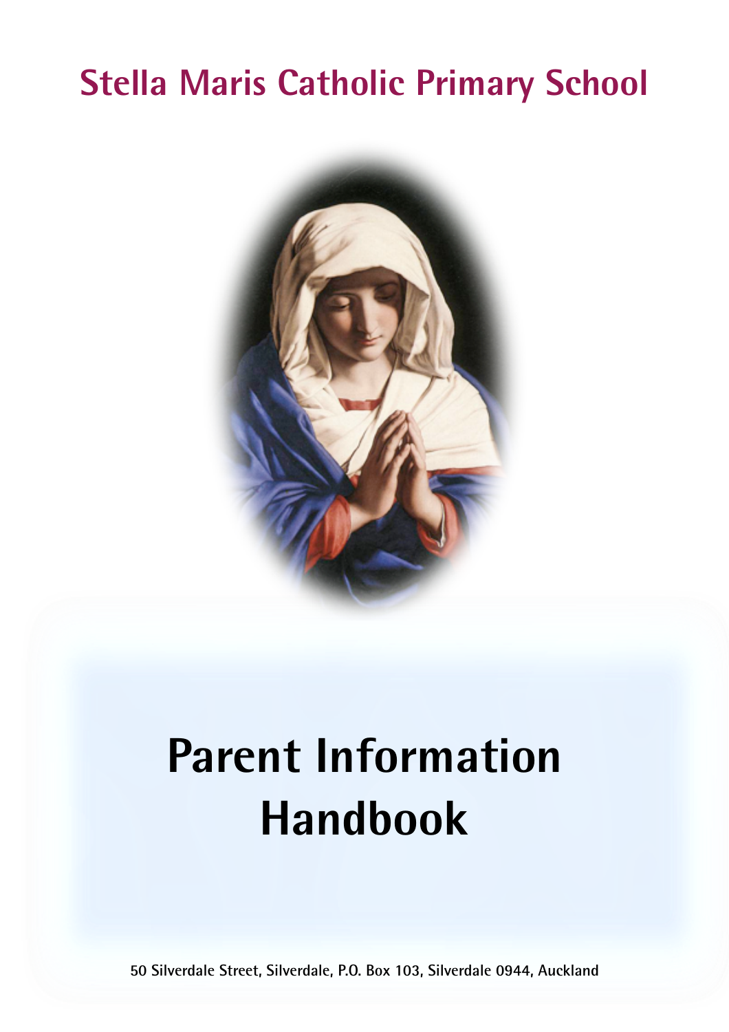# Stella Maris Catholic Primary School

# Parent Information Handbook

**50 Silverdale Street, Silverdale, P.O. Box 103, Silverdale 0944, Auckland**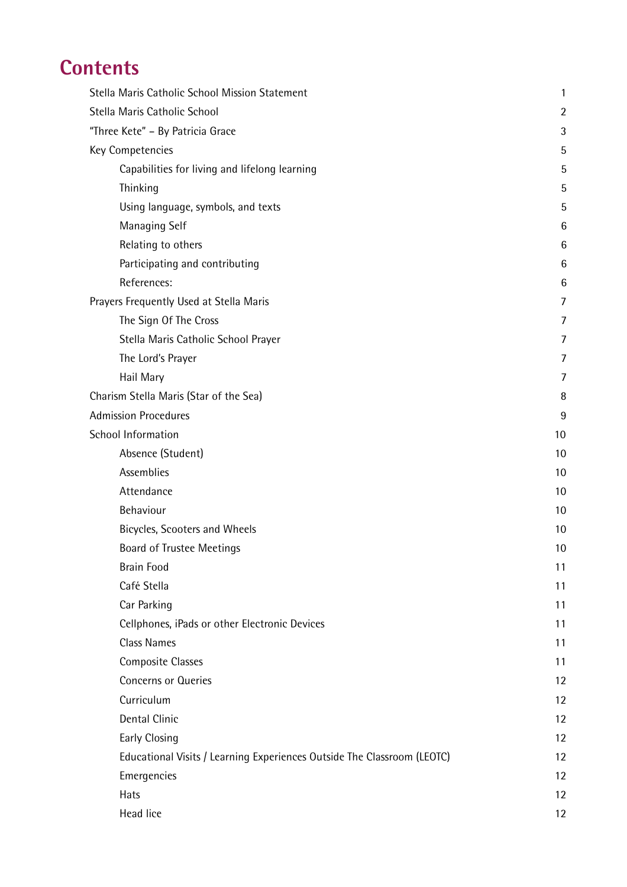# Contents

| | |
|---|---|
| Stella Maris Catholic School Mission Statement | 1 |
| Stella Maris Catholic School | 2 |
| "Three Kete" – By Patricia Grace | 3 |
| Key Competencies | 5 |
| Capabilities for living and lifelong learning | 5 |
| Thinking | 5 |
| Using language, symbols, and texts | 5 |
| Managing Self | 6 |
| Relating to others | 6 |
| Participating and contributing | 6 |
| References: | 6 |
| Prayers Frequently Used at Stella Maris | 7 |
| The Sign Of The Cross | 7 |
| Stella Maris Catholic School Prayer | 7 |
| The Lord's Prayer | 7 |
| Hail Mary | 7 |
| Charism Stella Maris (Star of the Sea) | 8 |
| Admission Procedures | 9 |
| School Information | 10 |
| Absence (Student) | 10 |
| Assemblies | 10 |
| Attendance | 10 |
| Behaviour | 10 |
| Bicycles, Scooters and Wheels | 10 |
| Board of Trustee Meetings | 10 |
| Brain Food | 11 |
| Café Stella | 11 |
| Car Parking | 11 |
| Cellphones, iPads or other Electronic Devices | 11 |
| Class Names | 11 |
| Composite Classes | 11 |
| Concerns or Queries | 12 |
| Curriculum | 12 |
| Dental Clinic | 12 |
| Early Closing | 12 |
| Educational Visits / Learning Experiences Outside The Classroom (LEOTC) | 12 |
| Emergencies | 12 |
| Hats | 12 |
| Head lice | 12 |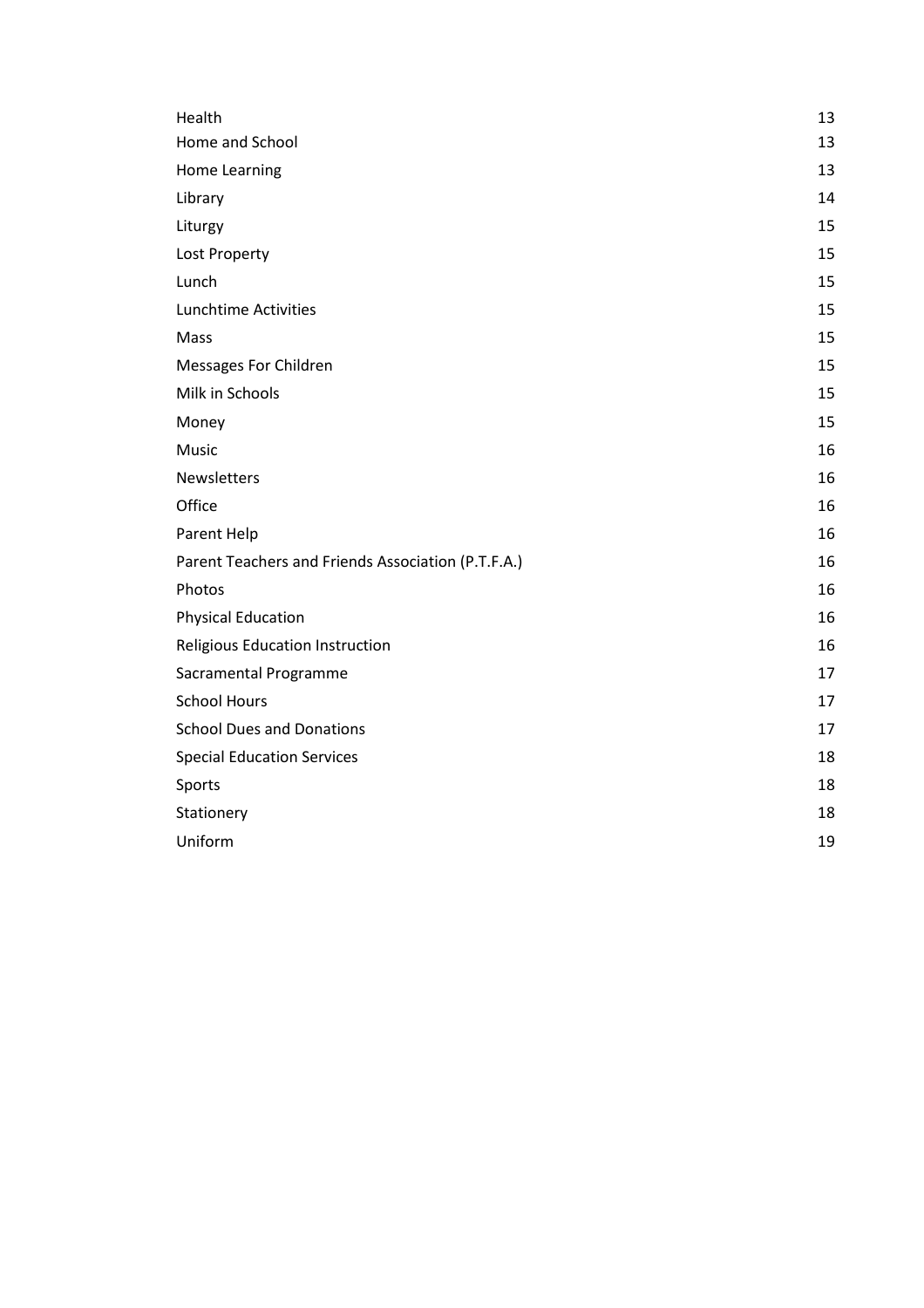| | |
|---|---|
| Health | 13 |
| Home and School | 13 |
| Home Learning | 13 |
| Library | 14 |
| Liturgy | 15 |
| Lost Property | 15 |
| Lunch | 15 |
| Lunchtime Activities | 15 |
| Mass | 15 |
| Messages For Children | 15 |
| Milk in Schools | 15 |
| Money | 15 |
| Music | 16 |
| Newsletters | 16 |
| Office | 16 |
| Parent Help | 16 |
| Parent Teachers and Friends Association (P.T.F.A.) | 16 |
| Photos | 16 |
| Physical Education | 16 |
| Religious Education Instruction | 16 |
| Sacramental Programme | 17 |
| School Hours | 17 |
| School Dues and Donations | 17 |
| Special Education Services | 18 |
| Sports | 18 |
| Stationery | 18 |
| Uniform | 19 |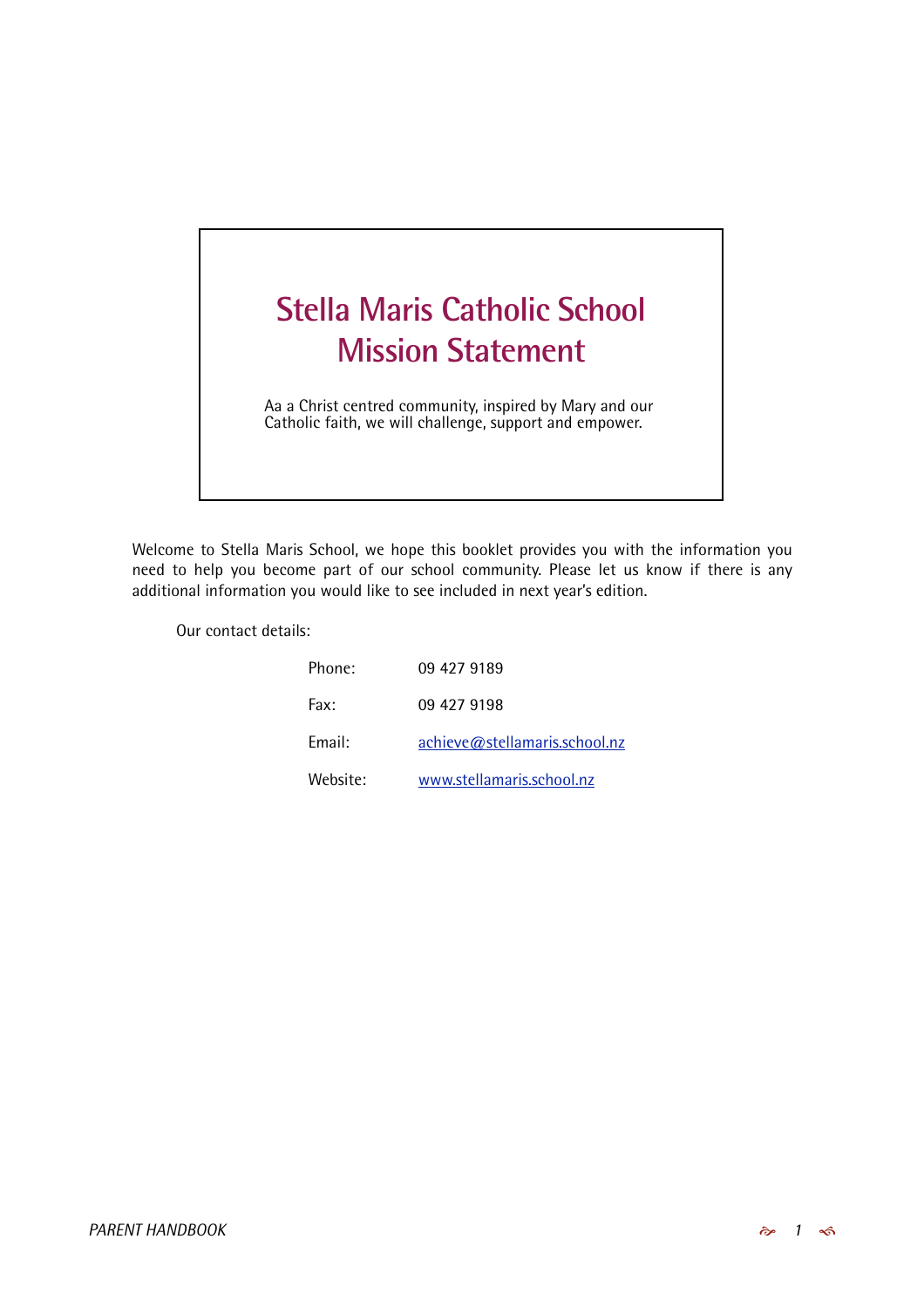# Stella Maris Catholic School Mission Statement

Aa a Christ centred community, inspired by Mary and our Catholic faith, we will challenge, support and empower.

Welcome to Stella Maris School, we hope this booklet provides you with the information you need to help you become part of our school community. Please let us know if there is any additional information you would like to see included in next year's edition.

Our contact details:

| | |
|---|---|
| Phone: | 09 427 9189 |
| Fax: | 09 427 9198 |
| Email: | achieve@stellamaris.school.nz |
| Website: | www.stellamaris.school.nz |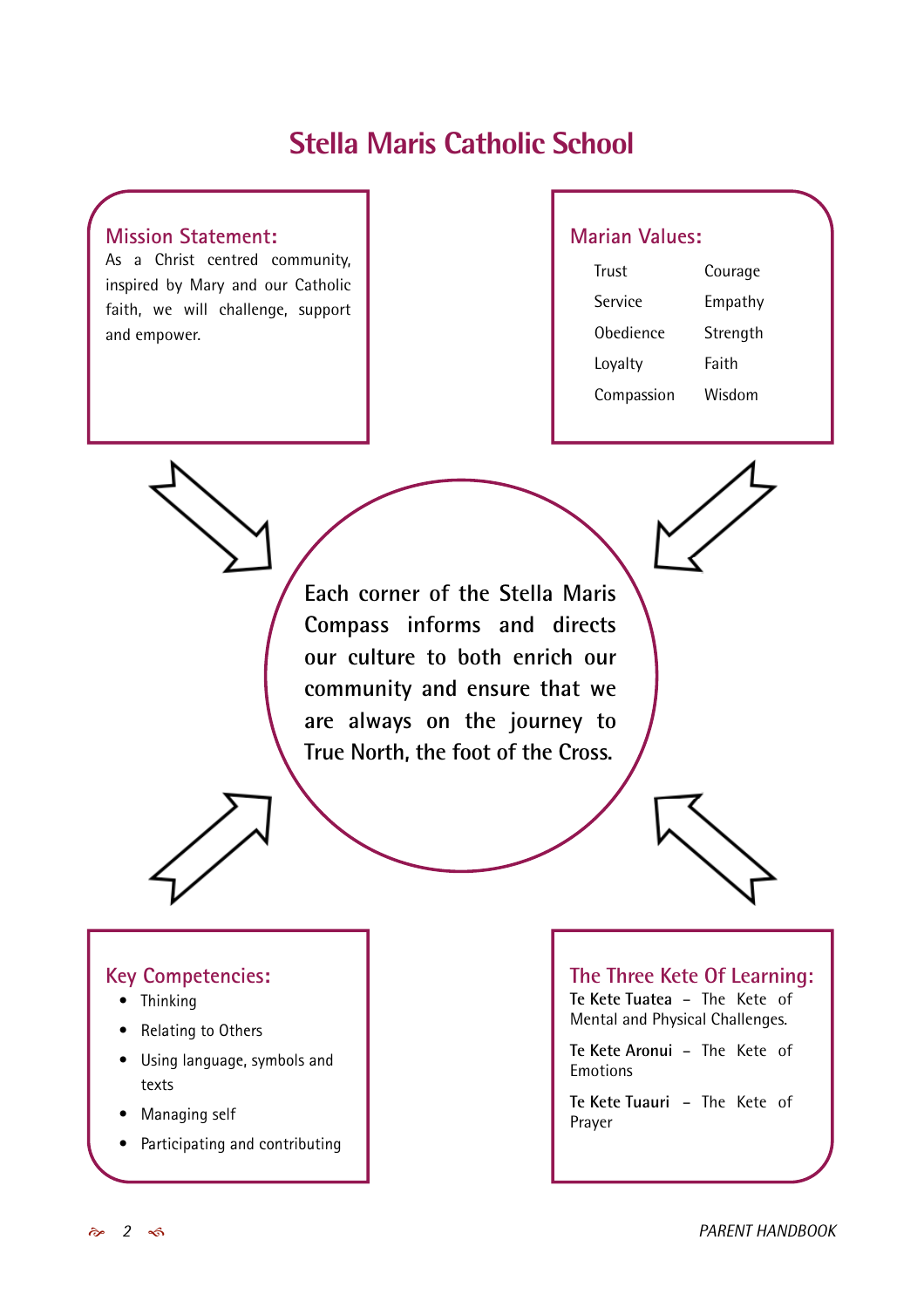# Stella Maris Catholic School

## Mission Statement:

As a Christ centred community, inspired by Mary and our Catholic faith, we will challenge, support and empower.

## Marian Values:

| | |
|---|---|
| Trust | Courage |
| Service | Empathy |
| Obedience | Strength |
| Loyalty | Faith |
| Compassion | Wisdom |

Each corner of the Stella Maris Compass informs and directs our culture to both enrich our community and ensure that we are always on the journey to True North, the foot of the Cross.

## Key Competencies:

- Thinking
- Relating to Others
- Using language, symbols and texts
- Managing self
- Participating and contributing

## The Three Kete Of Learning:

**Te Kete Tuatea** – The Kete of Mental and Physical Challenges.

**Te Kete Aronui** – The Kete of Emotions

**Te Kete Tuauri** – The Kete of Prayer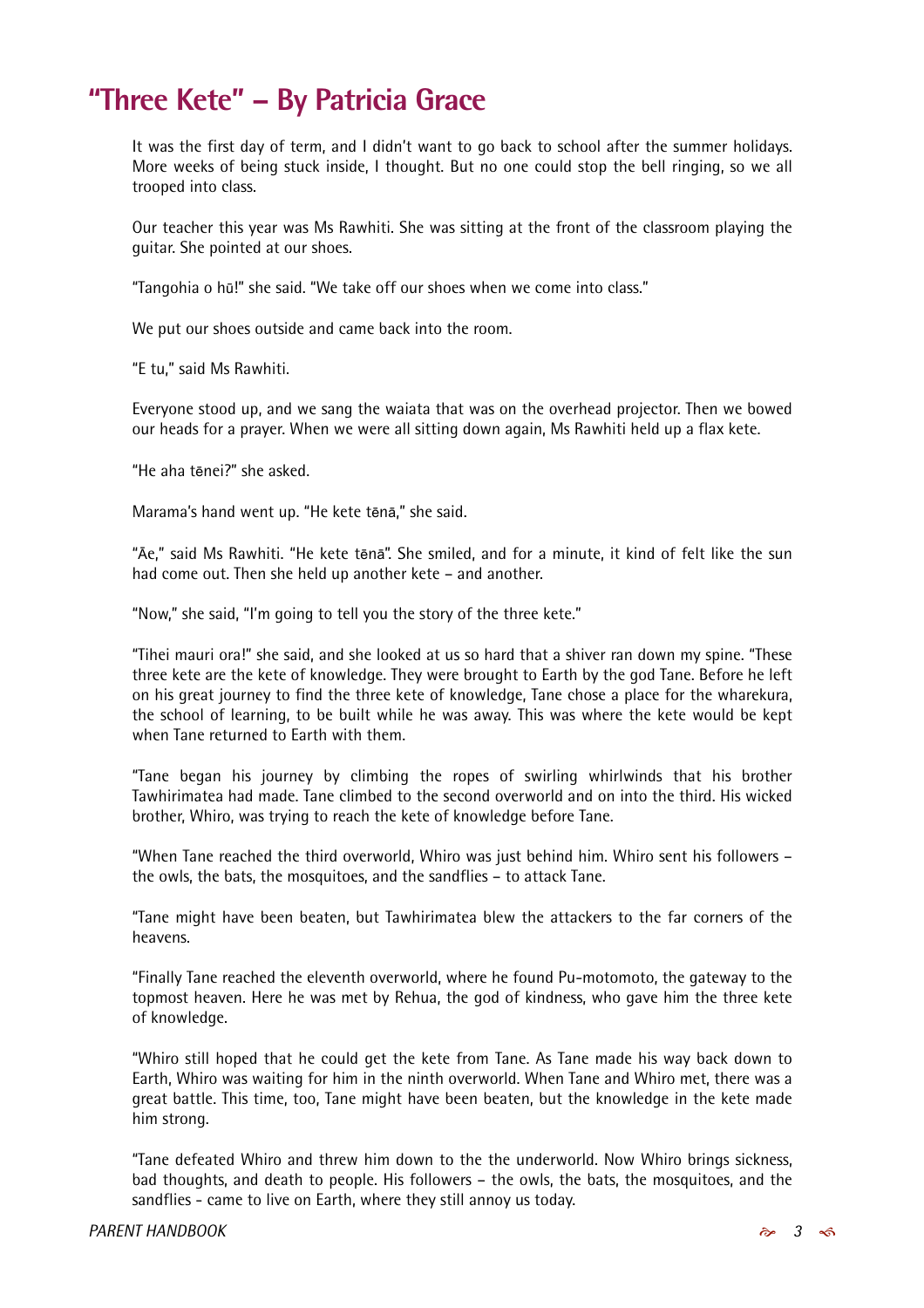# "Three Kete" – By Patricia Grace

It was the first day of term, and I didn't want to go back to school after the summer holidays. More weeks of being stuck inside, I thought. But no one could stop the bell ringing, so we all trooped into class.

Our teacher this year was Ms Rawhiti. She was sitting at the front of the classroom playing the guitar. She pointed at our shoes.

"Tangohia o hū!" she said. "We take off our shoes when we come into class."

We put our shoes outside and came back into the room.

"E tu," said Ms Rawhiti.

Everyone stood up, and we sang the waiata that was on the overhead projector. Then we bowed our heads for a prayer. When we were all sitting down again, Ms Rawhiti held up a flax kete.

"He aha tēnei?" she asked.

Marama's hand went up. "He kete tēnā," she said.

"Āe," said Ms Rawhiti. "He kete tēnā". She smiled, and for a minute, it kind of felt like the sun had come out. Then she held up another kete – and another.

"Now," she said, "I'm going to tell you the story of the three kete."

"Tihei mauri ora!" she said, and she looked at us so hard that a shiver ran down my spine. "These three kete are the kete of knowledge. They were brought to Earth by the god Tane. Before he left on his great journey to find the three kete of knowledge, Tane chose a place for the wharekura, the school of learning, to be built while he was away. This was where the kete would be kept when Tane returned to Earth with them.

"Tane began his journey by climbing the ropes of swirling whirlwinds that his brother Tawhirimatea had made. Tane climbed to the second overworld and on into the third. His wicked brother, Whiro, was trying to reach the kete of knowledge before Tane.

"When Tane reached the third overworld, Whiro was just behind him. Whiro sent his followers – the owls, the bats, the mosquitoes, and the sandflies – to attack Tane.

"Tane might have been beaten, but Tawhirimatea blew the attackers to the far corners of the heavens.

"Finally Tane reached the eleventh overworld, where he found Pu-motomoto, the gateway to the topmost heaven. Here he was met by Rehua, the god of kindness, who gave him the three kete of knowledge.

"Whiro still hoped that he could get the kete from Tane. As Tane made his way back down to Earth, Whiro was waiting for him in the ninth overworld. When Tane and Whiro met, there was a great battle. This time, too, Tane might have been beaten, but the knowledge in the kete made him strong.

"Tane defeated Whiro and threw him down to the the underworld. Now Whiro brings sickness, bad thoughts, and death to people. His followers – the owls, the bats, the mosquitoes, and the sandflies - came to live on Earth, where they still annoy us today.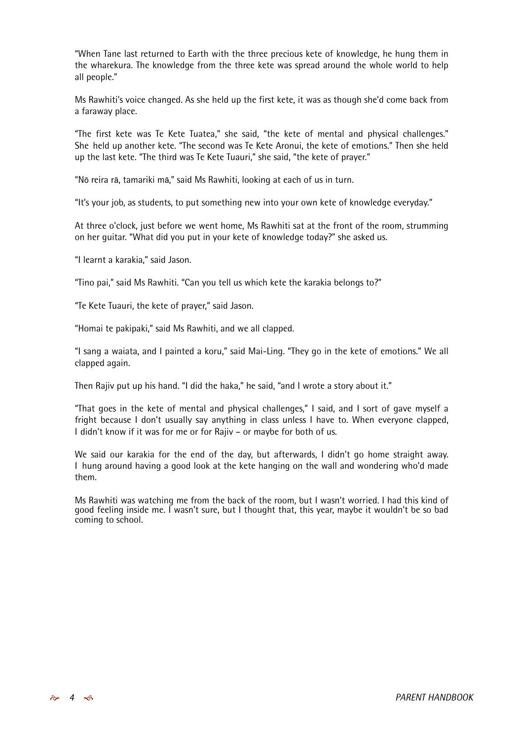"When Tane last returned to Earth with the three precious kete of knowledge, he hung them in the wharekura. The knowledge from the three kete was spread around the whole world to help all people."

Ms Rawhiti's voice changed. As she held up the first kete, it was as though she'd come back from a faraway place.

"The first kete was Te Kete Tuatea," she said, "the kete of mental and physical challenges." She held up another kete. "The second was Te Kete Aronui, the kete of emotions." Then she held up the last kete. "The third was Te Kete Tuauri," she said, "the kete of prayer."

"Nō reira rā, tamariki mā," said Ms Rawhiti, looking at each of us in turn.

"It's your job, as students, to put something new into your own kete of knowledge everyday."

At three o'clock, just before we went home, Ms Rawhiti sat at the front of the room, strumming on her guitar. "What did you put in your kete of knowledge today?" she asked us.

"I learnt a karakia," said Jason.

"Tino pai," said Ms Rawhiti. "Can you tell us which kete the karakia belongs to?"

"Te Kete Tuauri, the kete of prayer," said Jason.

"Homai te pakipaki," said Ms Rawhiti, and we all clapped.

"I sang a waiata, and I painted a koru," said Mai-Ling. "They go in the kete of emotions." We all clapped again.

Then Rajiv put up his hand. "I did the haka," he said, "and I wrote a story about it."

"That goes in the kete of mental and physical challenges," I said, and I sort of gave myself a fright because I don't usually say anything in class unless I have to. When everyone clapped, I didn't know if it was for me or for Rajiv – or maybe for both of us.

We said our karakia for the end of the day, but afterwards, I didn't go home straight away. I hung around having a good look at the kete hanging on the wall and wondering who'd made them.

Ms Rawhiti was watching me from the back of the room, but I wasn't worried. I had this kind of good feeling inside me. I wasn't sure, but I thought that, this year, maybe it wouldn't be so bad coming to school.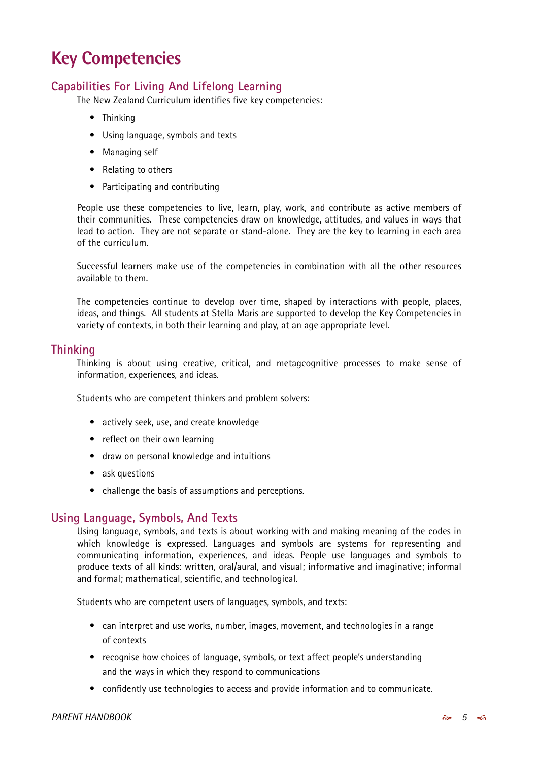# Key Competencies

## Capabilities For Living And Lifelong Learning

The New Zealand Curriculum identifies five key competencies:

- Thinking
- Using language, symbols and texts
- Managing self
- Relating to others
- Participating and contributing

People use these competencies to live, learn, play, work, and contribute as active members of their communities. These competencies draw on knowledge, attitudes, and values in ways that lead to action. They are not separate or stand-alone. They are the key to learning in each area of the curriculum.

Successful learners make use of the competencies in combination with all the other resources available to them.

The competencies continue to develop over time, shaped by interactions with people, places, ideas, and things. All students at Stella Maris are supported to develop the Key Competencies in variety of contexts, in both their learning and play, at an age appropriate level.

## Thinking

Thinking is about using creative, critical, and metagcognitive processes to make sense of information, experiences, and ideas.

Students who are competent thinkers and problem solvers:

- actively seek, use, and create knowledge
- reflect on their own learning
- draw on personal knowledge and intuitions
- ask questions
- challenge the basis of assumptions and perceptions.

## Using Language, Symbols, And Texts

Using language, symbols, and texts is about working with and making meaning of the codes in which knowledge is expressed. Languages and symbols are systems for representing and communicating information, experiences, and ideas. People use languages and symbols to produce texts of all kinds: written, oral/aural, and visual; informative and imaginative; informal and formal; mathematical, scientific, and technological.

Students who are competent users of languages, symbols, and texts:

- can interpret and use works, number, images, movement, and technologies in a range of contexts
- recognise how choices of language, symbols, or text affect people's understanding and the ways in which they respond to communications
- confidently use technologies to access and provide information and to communicate.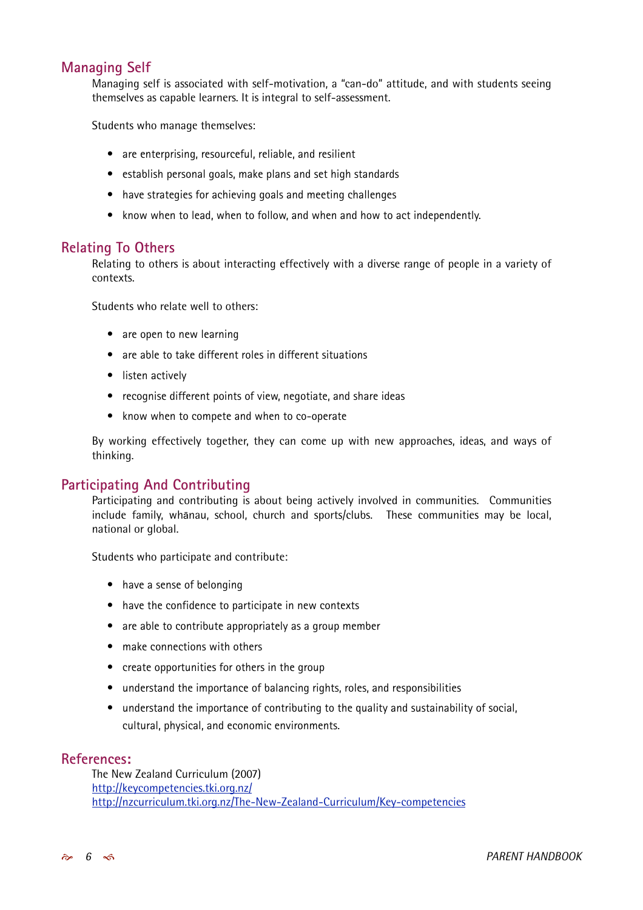## Managing Self

Managing self is associated with self-motivation, a "can-do" attitude, and with students seeing themselves as capable learners. It is integral to self-assessment.

Students who manage themselves:

- are enterprising, resourceful, reliable, and resilient
- establish personal goals, make plans and set high standards
- have strategies for achieving goals and meeting challenges
- know when to lead, when to follow, and when and how to act independently.

## Relating To Others

Relating to others is about interacting effectively with a diverse range of people in a variety of contexts.

Students who relate well to others:

- are open to new learning
- are able to take different roles in different situations
- listen actively
- recognise different points of view, negotiate, and share ideas
- know when to compete and when to co-operate

By working effectively together, they can come up with new approaches, ideas, and ways of thinking.

## Participating And Contributing

Participating and contributing is about being actively involved in communities. Communities include family, whānau, school, church and sports/clubs. These communities may be local, national or global.

Students who participate and contribute:

- have a sense of belonging
- have the confidence to participate in new contexts
- are able to contribute appropriately as a group member
- make connections with others
- create opportunities for others in the group
- understand the importance of balancing rights, roles, and responsibilities
- understand the importance of contributing to the quality and sustainability of social, cultural, physical, and economic environments.

## References:

The New Zealand Curriculum (2007)
http://keycompetencies.tki.org.nz/
http://nzcurriculum.tki.org.nz/The-New-Zealand-Curriculum/Key-competencies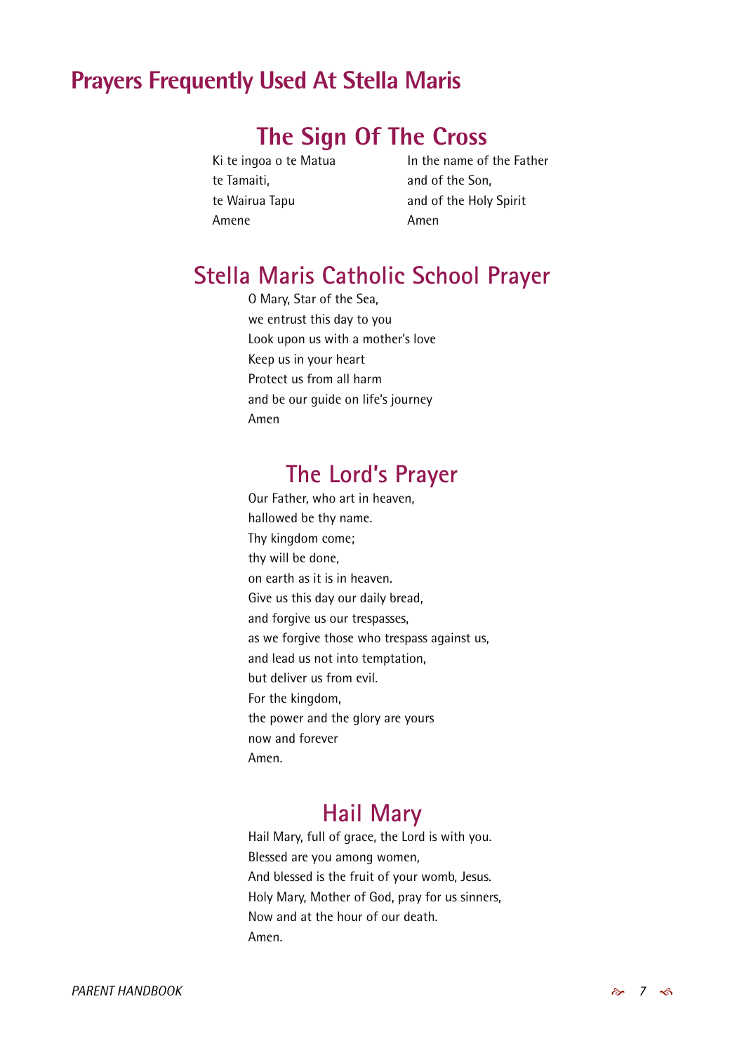# Prayers Frequently Used At Stella Maris

## The Sign Of The Cross

Ki te ingoa o te Matua
te Tamaiti,
te Wairua Tapu
Amene

In the name of the Father
and of the Son,
and of the Holy Spirit
Amen

## Stella Maris Catholic School Prayer

O Mary, Star of the Sea,
we entrust this day to you
Look upon us with a mother's love
Keep us in your heart
Protect us from all harm
and be our guide on life's journey
Amen

## The Lord's Prayer

Our Father, who art in heaven,
hallowed be thy name.
Thy kingdom come;
thy will be done,
on earth as it is in heaven.
Give us this day our daily bread,
and forgive us our trespasses,
as we forgive those who trespass against us,
and lead us not into temptation,
but deliver us from evil.
For the kingdom,
the power and the glory are yours
now and forever
Amen.

## Hail Mary

Hail Mary, full of grace, the Lord is with you.
Blessed are you among women,
And blessed is the fruit of your womb, Jesus.
Holy Mary, Mother of God, pray for us sinners,
Now and at the hour of our death.
Amen.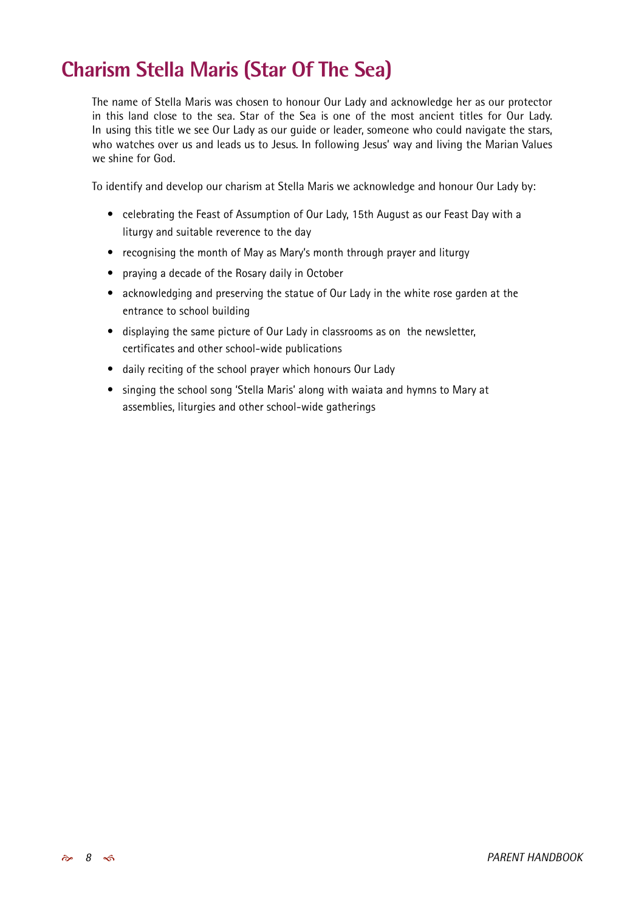# Charism Stella Maris (Star Of The Sea)

The name of Stella Maris was chosen to honour Our Lady and acknowledge her as our protector in this land close to the sea. Star of the Sea is one of the most ancient titles for Our Lady. In using this title we see Our Lady as our guide or leader, someone who could navigate the stars, who watches over us and leads us to Jesus. In following Jesus' way and living the Marian Values we shine for God.

To identify and develop our charism at Stella Maris we acknowledge and honour Our Lady by:

- celebrating the Feast of Assumption of Our Lady, 15th August as our Feast Day with a liturgy and suitable reverence to the day
- recognising the month of May as Mary's month through prayer and liturgy
- praying a decade of the Rosary daily in October
- acknowledging and preserving the statue of Our Lady in the white rose garden at the entrance to school building
- displaying the same picture of Our Lady in classrooms as on the newsletter, certificates and other school-wide publications
- daily reciting of the school prayer which honours Our Lady
- singing the school song 'Stella Maris' along with waiata and hymns to Mary at assemblies, liturgies and other school-wide gatherings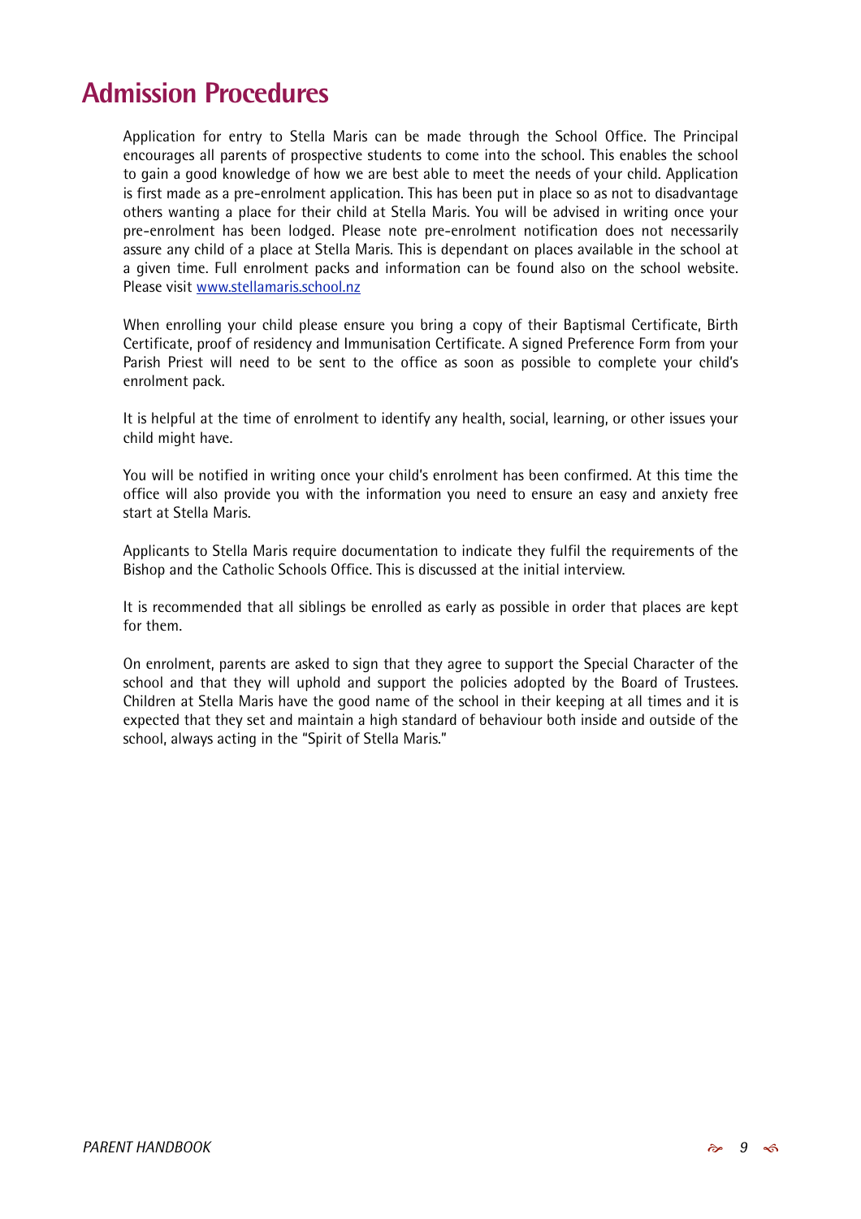# Admission Procedures

Application for entry to Stella Maris can be made through the School Office. The Principal encourages all parents of prospective students to come into the school. This enables the school to gain a good knowledge of how we are best able to meet the needs of your child. Application is first made as a pre-enrolment application. This has been put in place so as not to disadvantage others wanting a place for their child at Stella Maris. You will be advised in writing once your pre-enrolment has been lodged. Please note pre-enrolment notification does not necessarily assure any child of a place at Stella Maris. This is dependant on places available in the school at a given time. Full enrolment packs and information can be found also on the school website. Please visit www.stellamaris.school.nz

When enrolling your child please ensure you bring a copy of their Baptismal Certificate, Birth Certificate, proof of residency and Immunisation Certificate. A signed Preference Form from your Parish Priest will need to be sent to the office as soon as possible to complete your child's enrolment pack.

It is helpful at the time of enrolment to identify any health, social, learning, or other issues your child might have.

You will be notified in writing once your child's enrolment has been confirmed. At this time the office will also provide you with the information you need to ensure an easy and anxiety free start at Stella Maris.

Applicants to Stella Maris require documentation to indicate they fulfil the requirements of the Bishop and the Catholic Schools Office. This is discussed at the initial interview.

It is recommended that all siblings be enrolled as early as possible in order that places are kept for them.

On enrolment, parents are asked to sign that they agree to support the Special Character of the school and that they will uphold and support the policies adopted by the Board of Trustees. Children at Stella Maris have the good name of the school in their keeping at all times and it is expected that they set and maintain a high standard of behaviour both inside and outside of the school, always acting in the "Spirit of Stella Maris."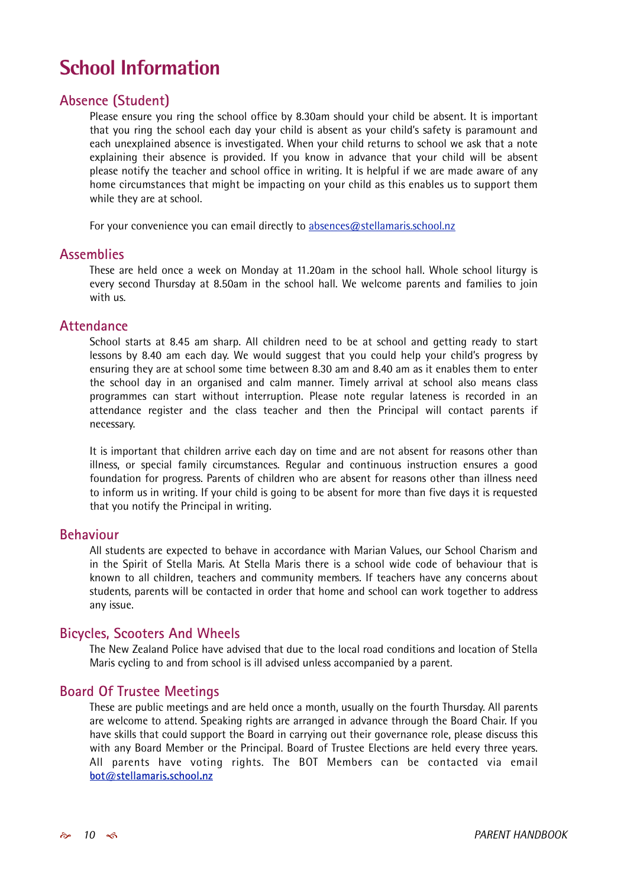# School Information

## Absence (Student)

Please ensure you ring the school office by 8.30am should your child be absent. It is important that you ring the school each day your child is absent as your child's safety is paramount and each unexplained absence is investigated. When your child returns to school we ask that a note explaining their absence is provided. If you know in advance that your child will be absent please notify the teacher and school office in writing. It is helpful if we are made aware of any home circumstances that might be impacting on your child as this enables us to support them while they are at school.

For your convenience you can email directly to absences@stellamaris.school.nz

## Assemblies

These are held once a week on Monday at 11.20am in the school hall. Whole school liturgy is every second Thursday at 8.50am in the school hall. We welcome parents and families to join with us.

## Attendance

School starts at 8.45 am sharp. All children need to be at school and getting ready to start lessons by 8.40 am each day. We would suggest that you could help your child's progress by ensuring they are at school some time between 8.30 am and 8.40 am as it enables them to enter the school day in an organised and calm manner. Timely arrival at school also means class programmes can start without interruption. Please note regular lateness is recorded in an attendance register and the class teacher and then the Principal will contact parents if necessary.

It is important that children arrive each day on time and are not absent for reasons other than illness, or special family circumstances. Regular and continuous instruction ensures a good foundation for progress. Parents of children who are absent for reasons other than illness need to inform us in writing. If your child is going to be absent for more than five days it is requested that you notify the Principal in writing.

## Behaviour

All students are expected to behave in accordance with Marian Values, our School Charism and in the Spirit of Stella Maris. At Stella Maris there is a school wide code of behaviour that is known to all children, teachers and community members. If teachers have any concerns about students, parents will be contacted in order that home and school can work together to address any issue.

## Bicycles, Scooters And Wheels

The New Zealand Police have advised that due to the local road conditions and location of Stella Maris cycling to and from school is ill advised unless accompanied by a parent.

## Board Of Trustee Meetings

These are public meetings and are held once a month, usually on the fourth Thursday. All parents are welcome to attend. Speaking rights are arranged in advance through the Board Chair. If you have skills that could support the Board in carrying out their governance role, please discuss this with any Board Member or the Principal. Board of Trustee Elections are held every three years. All parents have voting rights. The BOT Members can be contacted via email **bot@stellamaris.school.nz**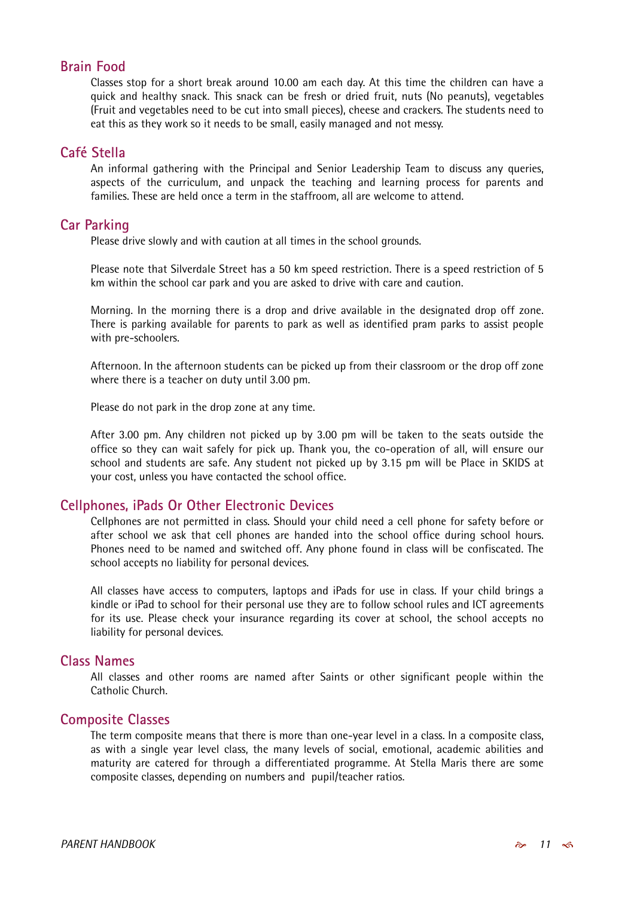## Brain Food

Classes stop for a short break around 10.00 am each day. At this time the children can have a quick and healthy snack. This snack can be fresh or dried fruit, nuts (No peanuts), vegetables (Fruit and vegetables need to be cut into small pieces), cheese and crackers. The students need to eat this as they work so it needs to be small, easily managed and not messy.

## Café Stella

An informal gathering with the Principal and Senior Leadership Team to discuss any queries, aspects of the curriculum, and unpack the teaching and learning process for parents and families. These are held once a term in the staffroom, all are welcome to attend.

## Car Parking

Please drive slowly and with caution at all times in the school grounds.

Please note that Silverdale Street has a 50 km speed restriction. There is a speed restriction of 5 km within the school car park and you are asked to drive with care and caution.

Morning. In the morning there is a drop and drive available in the designated drop off zone. There is parking available for parents to park as well as identified pram parks to assist people with pre-schoolers.

Afternoon. In the afternoon students can be picked up from their classroom or the drop off zone where there is a teacher on duty until 3.00 pm.

Please do not park in the drop zone at any time.

After 3.00 pm. Any children not picked up by 3.00 pm will be taken to the seats outside the office so they can wait safely for pick up. Thank you, the co-operation of all, will ensure our school and students are safe. Any student not picked up by 3.15 pm will be Place in SKIDS at your cost, unless you have contacted the school office.

## Cellphones, iPads Or Other Electronic Devices

Cellphones are not permitted in class. Should your child need a cell phone for safety before or after school we ask that cell phones are handed into the school office during school hours. Phones need to be named and switched off. Any phone found in class will be confiscated. The school accepts no liability for personal devices.

All classes have access to computers, laptops and iPads for use in class. If your child brings a kindle or iPad to school for their personal use they are to follow school rules and ICT agreements for its use. Please check your insurance regarding its cover at school, the school accepts no liability for personal devices.

## Class Names

All classes and other rooms are named after Saints or other significant people within the Catholic Church.

## Composite Classes

The term composite means that there is more than one-year level in a class. In a composite class, as with a single year level class, the many levels of social, emotional, academic abilities and maturity are catered for through a differentiated programme. At Stella Maris there are some composite classes, depending on numbers and pupil/teacher ratios.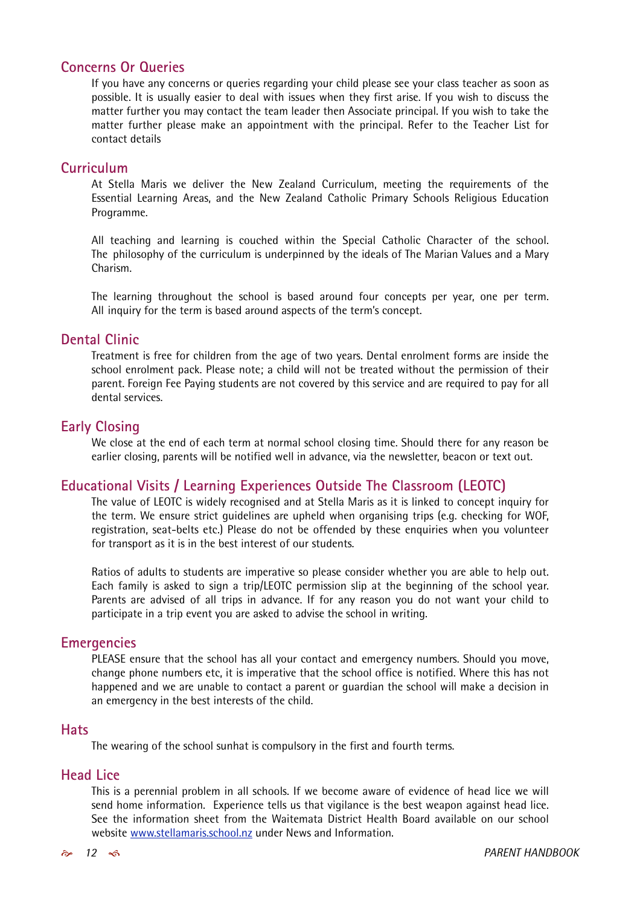## Concerns Or Queries

If you have any concerns or queries regarding your child please see your class teacher as soon as possible. It is usually easier to deal with issues when they first arise. If you wish to discuss the matter further you may contact the team leader then Associate principal. If you wish to take the matter further please make an appointment with the principal. Refer to the Teacher List for contact details

## Curriculum

At Stella Maris we deliver the New Zealand Curriculum, meeting the requirements of the Essential Learning Areas, and the New Zealand Catholic Primary Schools Religious Education Programme.

All teaching and learning is couched within the Special Catholic Character of the school. The philosophy of the curriculum is underpinned by the ideals of The Marian Values and a Mary Charism.

The learning throughout the school is based around four concepts per year, one per term. All inquiry for the term is based around aspects of the term's concept.

## Dental Clinic

Treatment is free for children from the age of two years. Dental enrolment forms are inside the school enrolment pack. Please note; a child will not be treated without the permission of their parent. Foreign Fee Paying students are not covered by this service and are required to pay for all dental services.

## Early Closing

We close at the end of each term at normal school closing time. Should there for any reason be earlier closing, parents will be notified well in advance, via the newsletter, beacon or text out.

## Educational Visits / Learning Experiences Outside The Classroom (LEOTC)

The value of LEOTC is widely recognised and at Stella Maris as it is linked to concept inquiry for the term. We ensure strict guidelines are upheld when organising trips (e.g. checking for WOF, registration, seat-belts etc.) Please do not be offended by these enquiries when you volunteer for transport as it is in the best interest of our students.

Ratios of adults to students are imperative so please consider whether you are able to help out. Each family is asked to sign a trip/LEOTC permission slip at the beginning of the school year. Parents are advised of all trips in advance. If for any reason you do not want your child to participate in a trip event you are asked to advise the school in writing.

## Emergencies

PLEASE ensure that the school has all your contact and emergency numbers. Should you move, change phone numbers etc, it is imperative that the school office is notified. Where this has not happened and we are unable to contact a parent or guardian the school will make a decision in an emergency in the best interests of the child.

## Hats

The wearing of the school sunhat is compulsory in the first and fourth terms.

## Head Lice

This is a perennial problem in all schools. If we become aware of evidence of head lice we will send home information. Experience tells us that vigilance is the best weapon against head lice. See the information sheet from the Waitemata District Health Board available on our school website [www.stellamaris.school.nz](http://www.stellamaris.school.nz) under News and Information.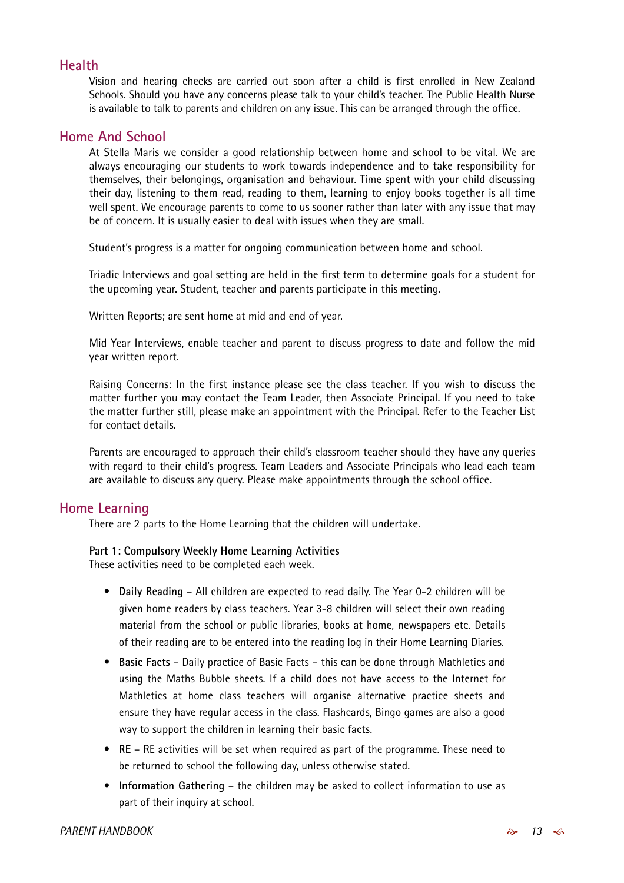## Health

Vision and hearing checks are carried out soon after a child is first enrolled in New Zealand Schools. Should you have any concerns please talk to your child's teacher. The Public Health Nurse is available to talk to parents and children on any issue. This can be arranged through the office.

## Home And School

At Stella Maris we consider a good relationship between home and school to be vital. We are always encouraging our students to work towards independence and to take responsibility for themselves, their belongings, organisation and behaviour. Time spent with your child discussing their day, listening to them read, reading to them, learning to enjoy books together is all time well spent. We encourage parents to come to us sooner rather than later with any issue that may be of concern. It is usually easier to deal with issues when they are small.

Student's progress is a matter for ongoing communication between home and school.

Triadic Interviews and goal setting are held in the first term to determine goals for a student for the upcoming year. Student, teacher and parents participate in this meeting.

Written Reports; are sent home at mid and end of year.

Mid Year Interviews, enable teacher and parent to discuss progress to date and follow the mid year written report.

Raising Concerns: In the first instance please see the class teacher. If you wish to discuss the matter further you may contact the Team Leader, then Associate Principal. If you need to take the matter further still, please make an appointment with the Principal. Refer to the Teacher List for contact details.

Parents are encouraged to approach their child's classroom teacher should they have any queries with regard to their child's progress. Team Leaders and Associate Principals who lead each team are available to discuss any query. Please make appointments through the school office.

## Home Learning

There are 2 parts to the Home Learning that the children will undertake.

**Part 1: Compulsory Weekly Home Learning Activities**
These activities need to be completed each week.

- **Daily Reading** – All children are expected to read daily. The Year 0-2 children will be given home readers by class teachers. Year 3-8 children will select their own reading material from the school or public libraries, books at home, newspapers etc. Details of their reading are to be entered into the reading log in their Home Learning Diaries.
- **Basic Facts** – Daily practice of Basic Facts – this can be done through Mathletics and using the Maths Bubble sheets. If a child does not have access to the Internet for Mathletics at home class teachers will organise alternative practice sheets and ensure they have regular access in the class. Flashcards, Bingo games are also a good way to support the children in learning their basic facts.
- **RE** – RE activities will be set when required as part of the programme. These need to be returned to school the following day, unless otherwise stated.
- **Information Gathering** – the children may be asked to collect information to use as part of their inquiry at school.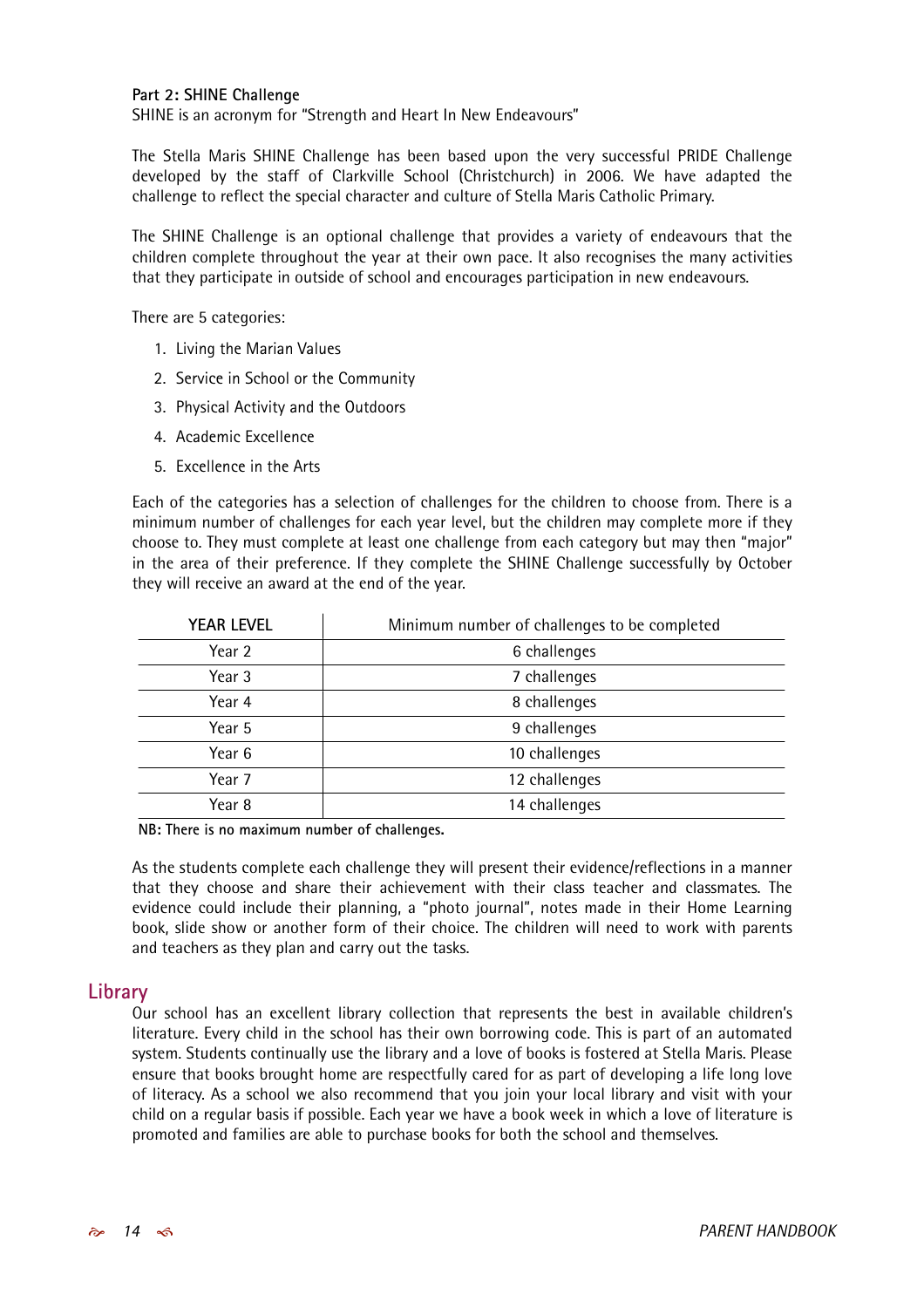**Part 2: SHINE Challenge**
SHINE is an acronym for "Strength and Heart In New Endeavours"

The Stella Maris SHINE Challenge has been based upon the very successful PRIDE Challenge developed by the staff of Clarkville School (Christchurch) in 2006. We have adapted the challenge to reflect the special character and culture of Stella Maris Catholic Primary.

The SHINE Challenge is an optional challenge that provides a variety of endeavours that the children complete throughout the year at their own pace. It also recognises the many activities that they participate in outside of school and encourages participation in new endeavours.

There are 5 categories:

1. Living the Marian Values
2. Service in School or the Community
3. Physical Activity and the Outdoors
4. Academic Excellence
5. Excellence in the Arts

Each of the categories has a selection of challenges for the children to choose from. There is a minimum number of challenges for each year level, but the children may complete more if they choose to. They must complete at least one challenge from each category but may then "major" in the area of their preference. If they complete the SHINE Challenge successfully by October they will receive an award at the end of the year.

| YEAR LEVEL | Minimum number of challenges to be completed |
|---|---|
| Year 2 | 6 challenges |
| Year 3 | 7 challenges |
| Year 4 | 8 challenges |
| Year 5 | 9 challenges |
| Year 6 | 10 challenges |
| Year 7 | 12 challenges |
| Year 8 | 14 challenges |

**NB: There is no maximum number of challenges.**

As the students complete each challenge they will present their evidence/reflections in a manner that they choose and share their achievement with their class teacher and classmates. The evidence could include their planning, a "photo journal", notes made in their Home Learning book, slide show or another form of their choice. The children will need to work with parents and teachers as they plan and carry out the tasks.

## Library

Our school has an excellent library collection that represents the best in available children's literature. Every child in the school has their own borrowing code. This is part of an automated system. Students continually use the library and a love of books is fostered at Stella Maris. Please ensure that books brought home are respectfully cared for as part of developing a life long love of literacy. As a school we also recommend that you join your local library and visit with your child on a regular basis if possible. Each year we have a book week in which a love of literature is promoted and families are able to purchase books for both the school and themselves.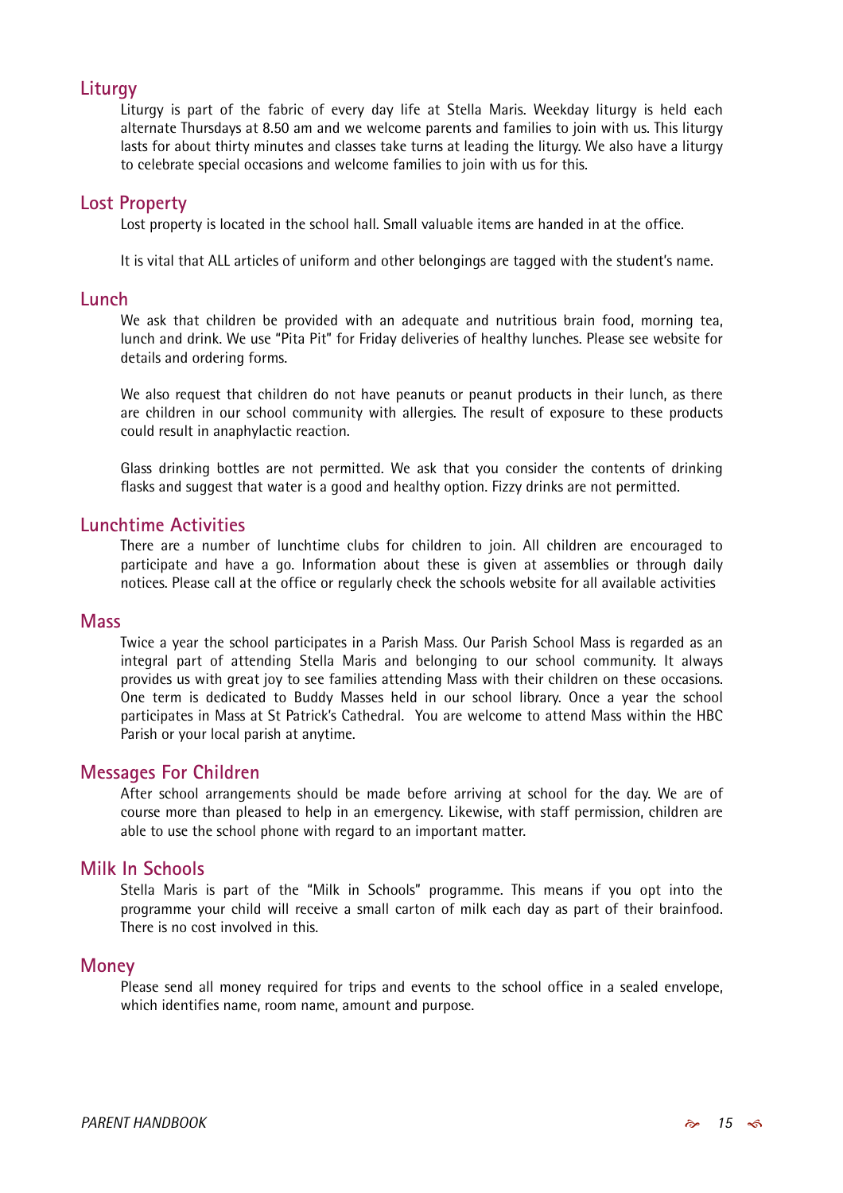## Liturgy

Liturgy is part of the fabric of every day life at Stella Maris. Weekday liturgy is held each alternate Thursdays at 8.50 am and we welcome parents and families to join with us. This liturgy lasts for about thirty minutes and classes take turns at leading the liturgy. We also have a liturgy to celebrate special occasions and welcome families to join with us for this.

## Lost Property

Lost property is located in the school hall. Small valuable items are handed in at the office.

It is vital that ALL articles of uniform and other belongings are tagged with the student's name.

## Lunch

We ask that children be provided with an adequate and nutritious brain food, morning tea, lunch and drink. We use "Pita Pit" for Friday deliveries of healthy lunches. Please see website for details and ordering forms.

We also request that children do not have peanuts or peanut products in their lunch, as there are children in our school community with allergies. The result of exposure to these products could result in anaphylactic reaction.

Glass drinking bottles are not permitted. We ask that you consider the contents of drinking flasks and suggest that water is a good and healthy option. Fizzy drinks are not permitted.

## Lunchtime Activities

There are a number of lunchtime clubs for children to join. All children are encouraged to participate and have a go. Information about these is given at assemblies or through daily notices. Please call at the office or regularly check the schools website for all available activities

## Mass

Twice a year the school participates in a Parish Mass. Our Parish School Mass is regarded as an integral part of attending Stella Maris and belonging to our school community. It always provides us with great joy to see families attending Mass with their children on these occasions. One term is dedicated to Buddy Masses held in our school library. Once a year the school participates in Mass at St Patrick's Cathedral. You are welcome to attend Mass within the HBC Parish or your local parish at anytime.

## Messages For Children

After school arrangements should be made before arriving at school for the day. We are of course more than pleased to help in an emergency. Likewise, with staff permission, children are able to use the school phone with regard to an important matter.

## Milk In Schools

Stella Maris is part of the "Milk in Schools" programme. This means if you opt into the programme your child will receive a small carton of milk each day as part of their brainfood. There is no cost involved in this.

## Money

Please send all money required for trips and events to the school office in a sealed envelope, which identifies name, room name, amount and purpose.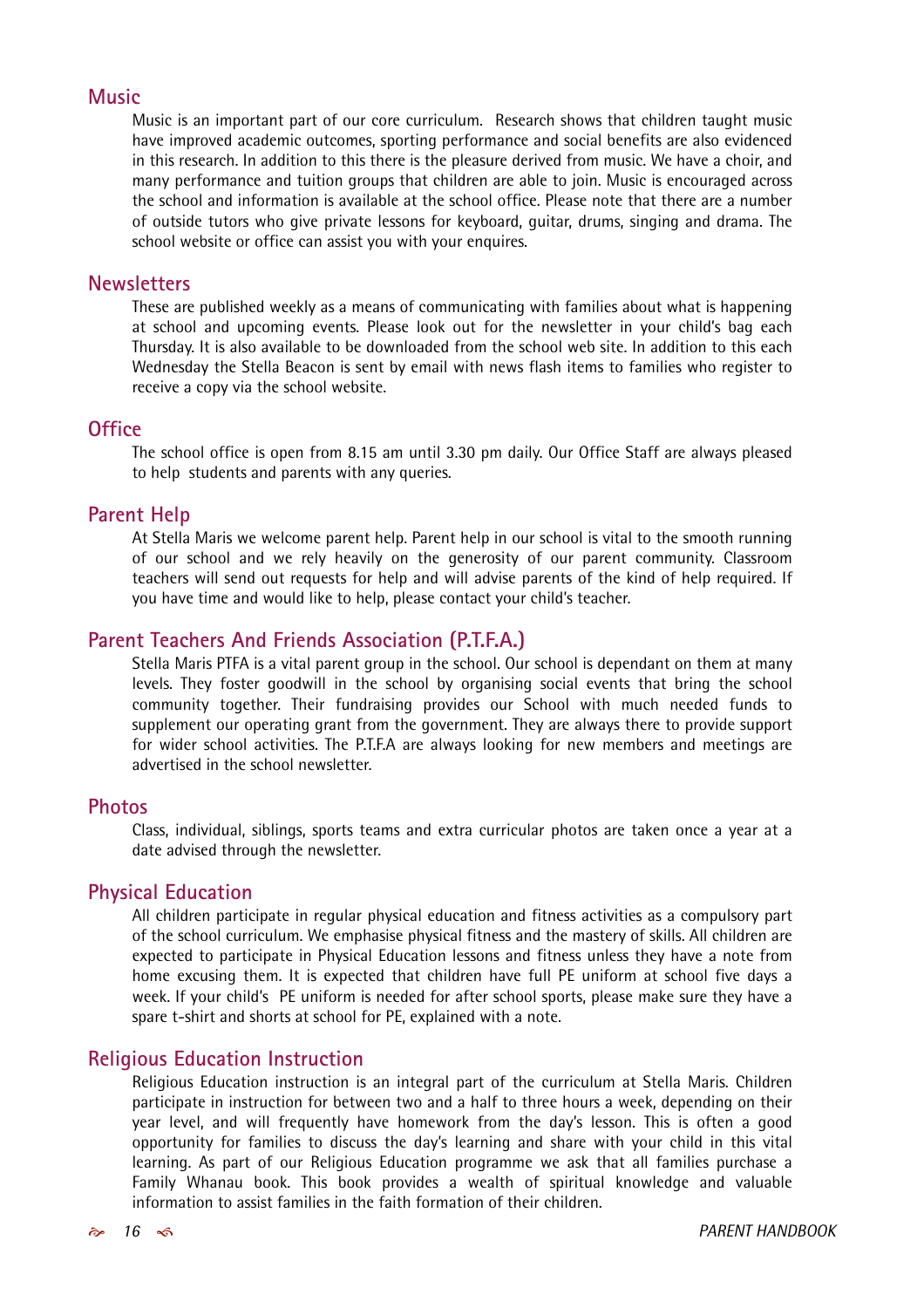## Music

Music is an important part of our core curriculum.  Research shows that children taught music have improved academic outcomes, sporting performance and social benefits are also evidenced in this research. In addition to this there is the pleasure derived from music. We have a choir, and many performance and tuition groups that children are able to join. Music is encouraged across the school and information is available at the school office. Please note that there are a number of outside tutors who give private lessons for keyboard, guitar, drums, singing and drama. The school website or office can assist you with your enquires.

## Newsletters

These are published weekly as a means of communicating with families about what is happening at school and upcoming events. Please look out for the newsletter in your child's bag each Thursday. It is also available to be downloaded from the school web site. In addition to this each Wednesday the Stella Beacon is sent by email with news flash items to families who register to receive a copy via the school website.

## Office

The school office is open from 8.15 am until 3.30 pm daily. Our Office Staff are always pleased to help  students and parents with any queries.

## Parent Help

At Stella Maris we welcome parent help. Parent help in our school is vital to the smooth running of our school and we rely heavily on the generosity of our parent community. Classroom teachers will send out requests for help and will advise parents of the kind of help required. If you have time and would like to help, please contact your child's teacher.

## Parent Teachers And Friends Association (P.T.F.A.)

Stella Maris PTFA is a vital parent group in the school. Our school is dependant on them at many levels. They foster goodwill in the school by organising social events that bring the school community together. Their fundraising provides our School with much needed funds to supplement our operating grant from the government. They are always there to provide support for wider school activities. The P.T.F.A are always looking for new members and meetings are advertised in the school newsletter.

## Photos

Class, individual, siblings, sports teams and extra curricular photos are taken once a year at a date advised through the newsletter.

## Physical Education

All children participate in regular physical education and fitness activities as a compulsory part of the school curriculum. We emphasise physical fitness and the mastery of skills. All children are expected to participate in Physical Education lessons and fitness unless they have a note from home excusing them. It is expected that children have full PE uniform at school five days a week. If your child's  PE uniform is needed for after school sports, please make sure they have a spare t-shirt and shorts at school for PE, explained with a note.

## Religious Education Instruction

Religious Education instruction is an integral part of the curriculum at Stella Maris. Children participate in instruction for between two and a half to three hours a week, depending on their year level, and will frequently have homework from the day's lesson. This is often a good opportunity for families to discuss the day's learning and share with your child in this vital learning. As part of our Religious Education programme we ask that all families purchase a Family Whanau book. This book provides a wealth of spiritual knowledge and valuable information to assist families in the faith formation of their children.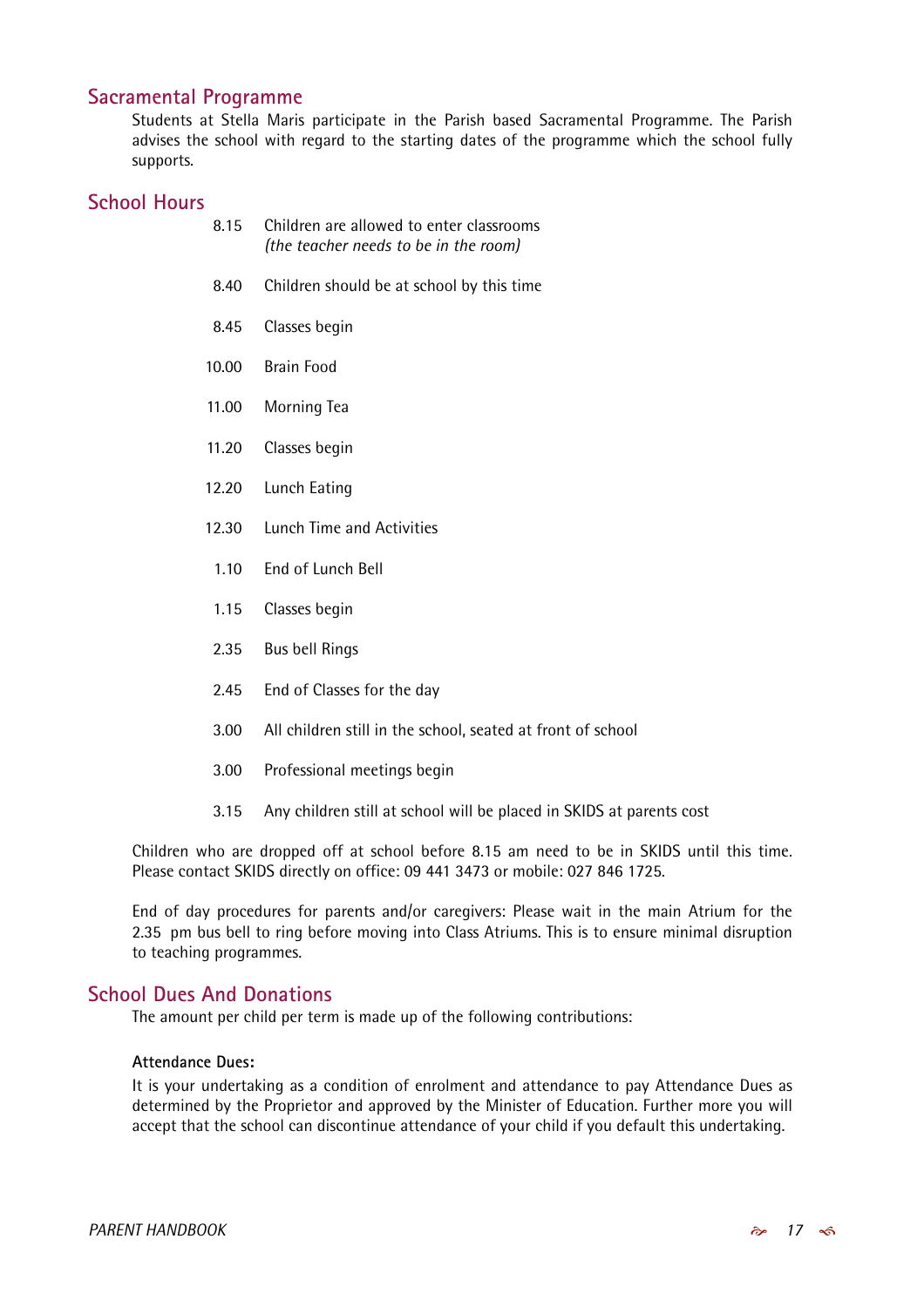## Sacramental Programme

Students at Stella Maris participate in the Parish based Sacramental Programme. The Parish advises the school with regard to the starting dates of the programme which the school fully supports.

## School Hours

| | |
|---|---|
| 8.15 | Children are allowed to enter classrooms *(the teacher needs to be in the room)* |
| 8.40 | Children should be at school by this time |
| 8.45 | Classes begin |
| 10.00 | Brain Food |
| 11.00 | Morning Tea |
| 11.20 | Classes begin |
| 12.20 | Lunch Eating |
| 12.30 | Lunch Time and Activities |
| 1.10 | End of Lunch Bell |
| 1.15 | Classes begin |
| 2.35 | Bus bell Rings |
| 2.45 | End of Classes for the day |
| 3.00 | All children still in the school, seated at front of school |
| 3.00 | Professional meetings begin |
| 3.15 | Any children still at school will be placed in SKIDS at parents cost |

Children who are dropped off at school before 8.15 am need to be in SKIDS until this time. Please contact SKIDS directly on office: 09 441 3473 or mobile: 027 846 1725.

End of day procedures for parents and/or caregivers: Please wait in the main Atrium for the 2.35 pm bus bell to ring before moving into Class Atriums. This is to ensure minimal disruption to teaching programmes.

## School Dues And Donations

The amount per child per term is made up of the following contributions:

**Attendance Dues:**

It is your undertaking as a condition of enrolment and attendance to pay Attendance Dues as determined by the Proprietor and approved by the Minister of Education. Further more you will accept that the school can discontinue attendance of your child if you default this undertaking.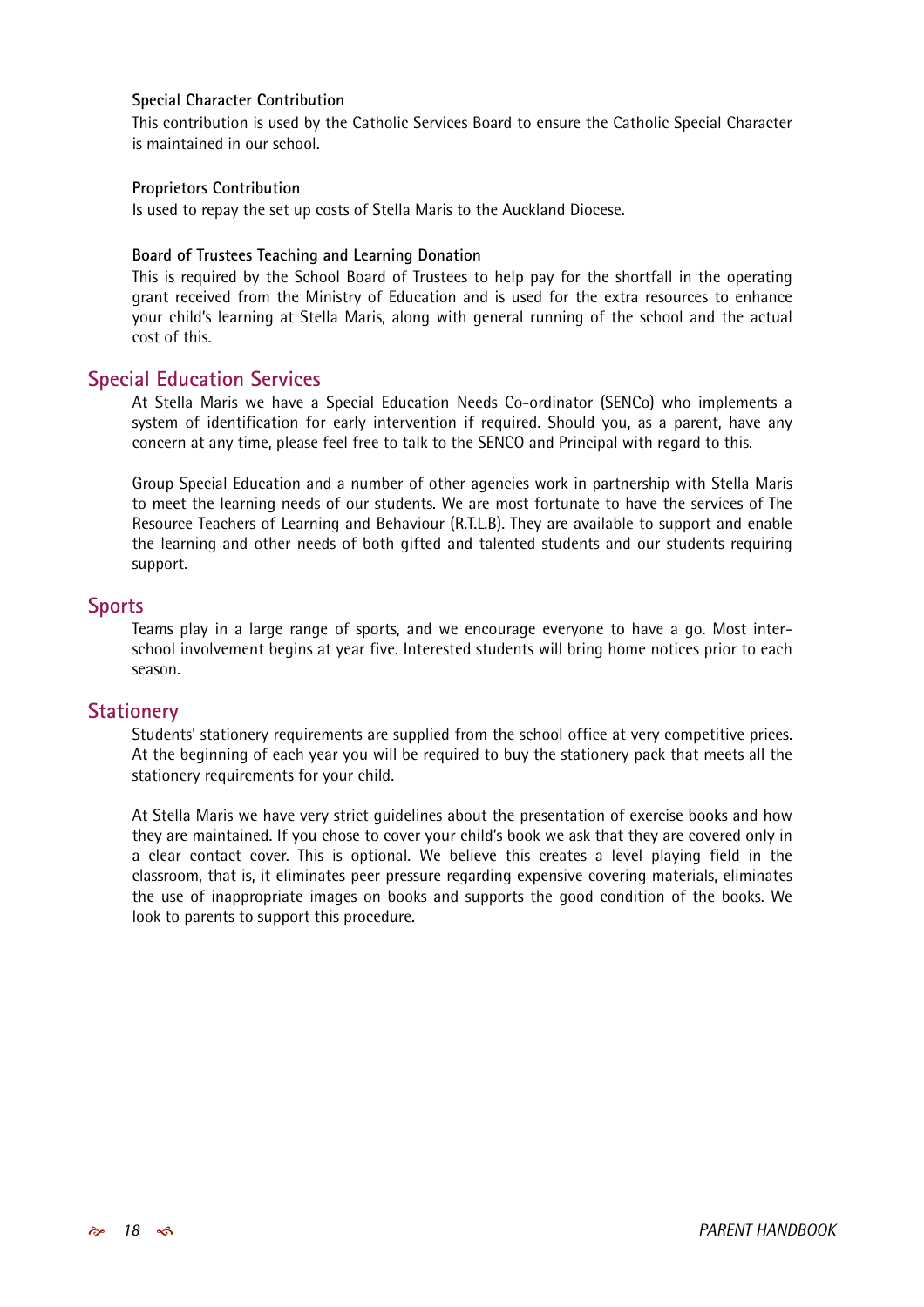### Special Character Contribution

This contribution is used by the Catholic Services Board to ensure the Catholic Special Character is maintained in our school.

### Proprietors Contribution

Is used to repay the set up costs of Stella Maris to the Auckland Diocese.

### Board of Trustees Teaching and Learning Donation

This is required by the School Board of Trustees to help pay for the shortfall in the operating grant received from the Ministry of Education and is used for the extra resources to enhance your child's learning at Stella Maris, along with general running of the school and the actual cost of this.

## Special Education Services

At Stella Maris we have a Special Education Needs Co-ordinator (SENCo) who implements a system of identification for early intervention if required. Should you, as a parent, have any concern at any time, please feel free to talk to the SENCO and Principal with regard to this.

Group Special Education and a number of other agencies work in partnership with Stella Maris to meet the learning needs of our students. We are most fortunate to have the services of The Resource Teachers of Learning and Behaviour (R.T.L.B). They are available to support and enable the learning and other needs of both gifted and talented students and our students requiring support.

## Sports

Teams play in a large range of sports, and we encourage everyone to have a go. Most inter-school involvement begins at year five. Interested students will bring home notices prior to each season.

## Stationery

Students' stationery requirements are supplied from the school office at very competitive prices. At the beginning of each year you will be required to buy the stationery pack that meets all the stationery requirements for your child.

At Stella Maris we have very strict guidelines about the presentation of exercise books and how they are maintained. If you chose to cover your child's book we ask that they are covered only in a clear contact cover. This is optional. We believe this creates a level playing field in the classroom, that is, it eliminates peer pressure regarding expensive covering materials, eliminates the use of inappropriate images on books and supports the good condition of the books. We look to parents to support this procedure.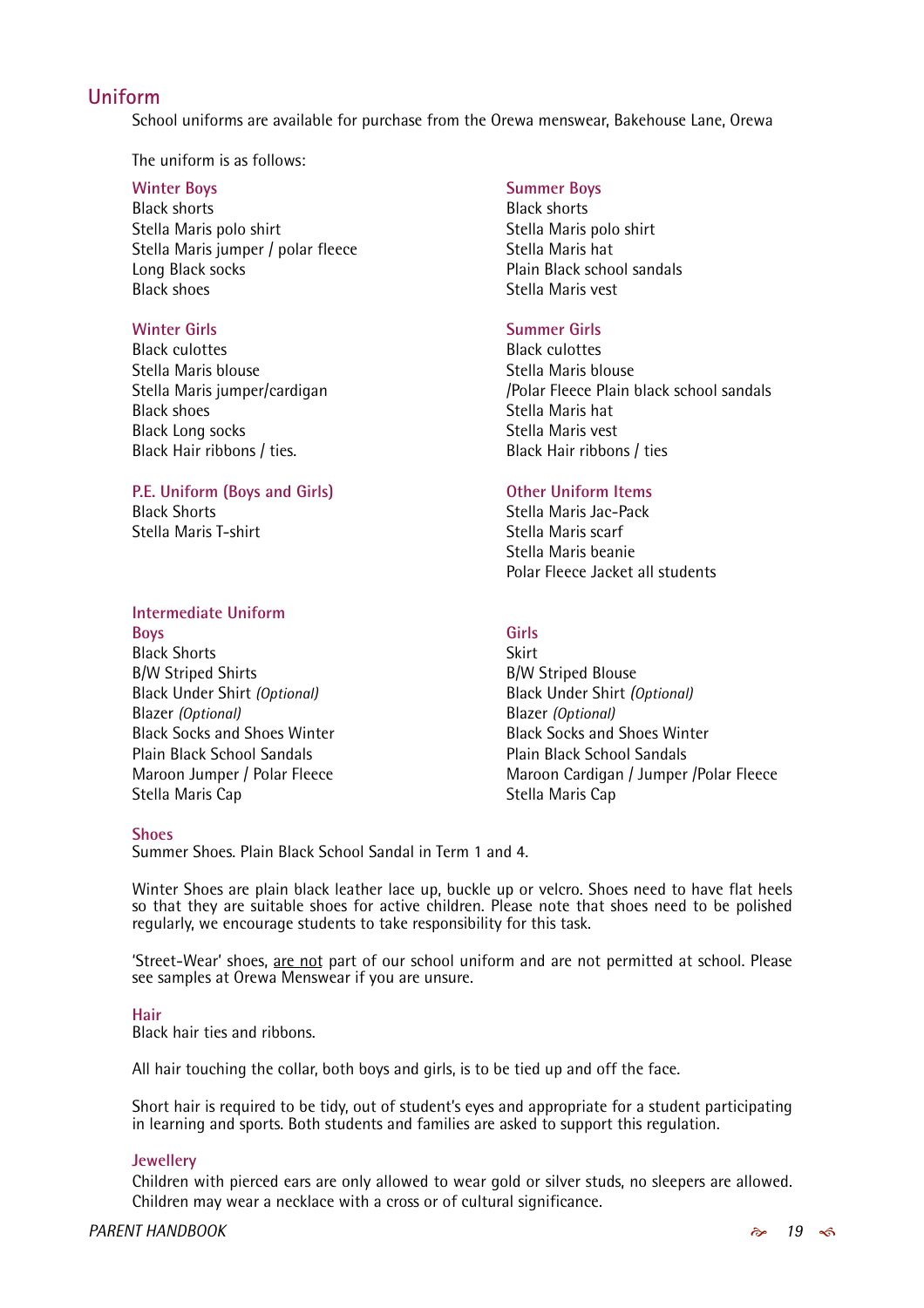## Uniform

School uniforms are available for purchase from the Orewa menswear, Bakehouse Lane, Orewa

The uniform is as follows:

### Winter Boys

Black shorts
Stella Maris polo shirt
Stella Maris jumper / polar fleece
Long Black socks
Black shoes

### Summer Boys

Black shorts
Stella Maris polo shirt
Stella Maris hat
Plain Black school sandals
Stella Maris vest

### Winter Girls

Black culottes
Stella Maris blouse
Stella Maris jumper/cardigan
Black shoes
Black Long socks
Black Hair ribbons / ties.

### Summer Girls

Black culottes
Stella Maris blouse
/Polar Fleece Plain black school sandals
Stella Maris hat
Stella Maris vest
Black Hair ribbons / ties

### P.E. Uniform (Boys and Girls)

Black Shorts
Stella Maris T-shirt

### Other Uniform Items

Stella Maris Jac-Pack
Stella Maris scarf
Stella Maris beanie
Polar Fleece Jacket all students

### Intermediate Uniform

#### Boys

Black Shorts
B/W Striped Shirts
Black Under Shirt *(Optional)*
Blazer *(Optional)*
Black Socks and Shoes Winter
Plain Black School Sandals
Maroon Jumper / Polar Fleece
Stella Maris Cap

#### Girls

Skirt
B/W Striped Blouse
Black Under Shirt *(Optional)*
Blazer *(Optional)*
Black Socks and Shoes Winter
Plain Black School Sandals
Maroon Cardigan / Jumper /Polar Fleece
Stella Maris Cap

### Shoes

Summer Shoes. Plain Black School Sandal in Term 1 and 4.

Winter Shoes are plain black leather lace up, buckle up or velcro. Shoes need to have flat heels so that they are suitable shoes for active children. Please note that shoes need to be polished regularly, we encourage students to take responsibility for this task.

'Street-Wear' shoes, <u>are not</u> part of our school uniform and are not permitted at school. Please see samples at Orewa Menswear if you are unsure.

### Hair

Black hair ties and ribbons.

All hair touching the collar, both boys and girls, is to be tied up and off the face.

Short hair is required to be tidy, out of student's eyes and appropriate for a student participating in learning and sports. Both students and families are asked to support this regulation.

### Jewellery

Children with pierced ears are only allowed to wear gold or silver studs, no sleepers are allowed. Children may wear a necklace with a cross or of cultural significance.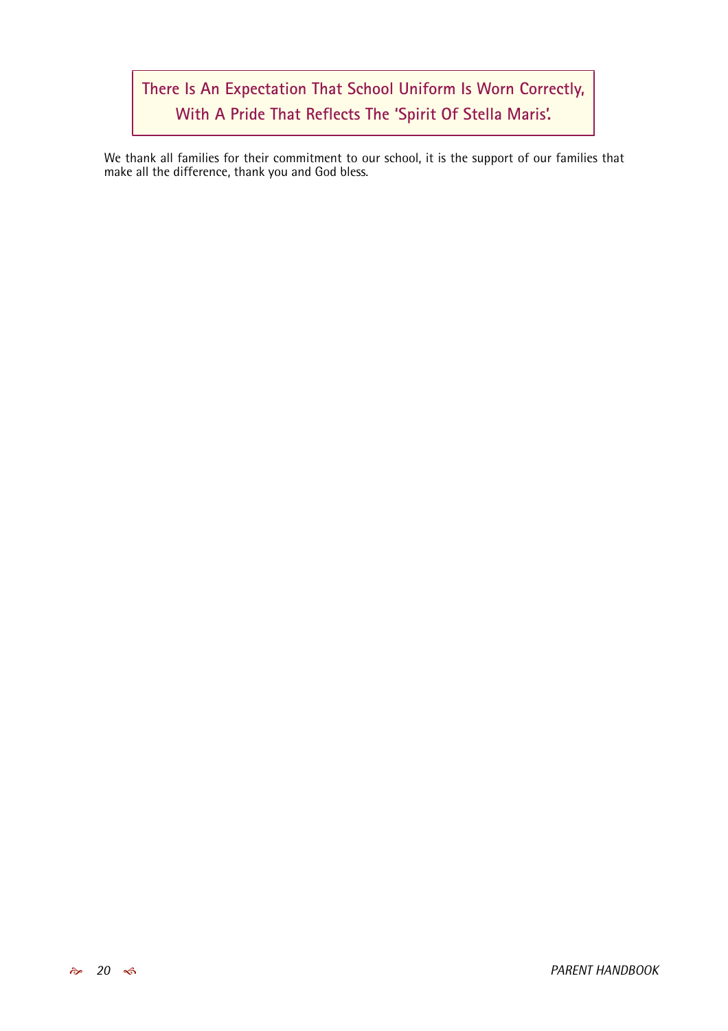**There Is An Expectation That School Uniform Is Worn Correctly, With A Pride That Reflects The 'Spirit Of Stella Maris'.**

We thank all families for their commitment to our school, it is the support of our families that make all the difference, thank you and God bless.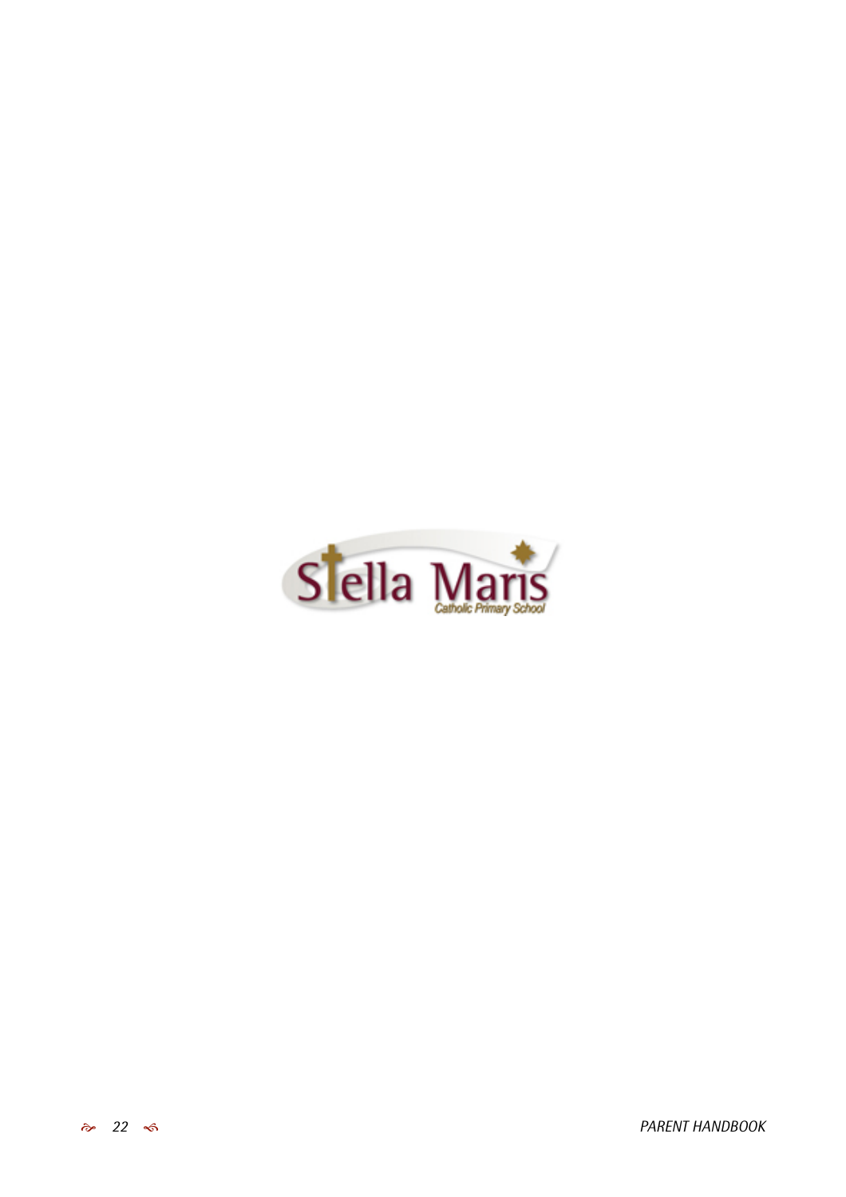Stella Maris

Catholic Primary School